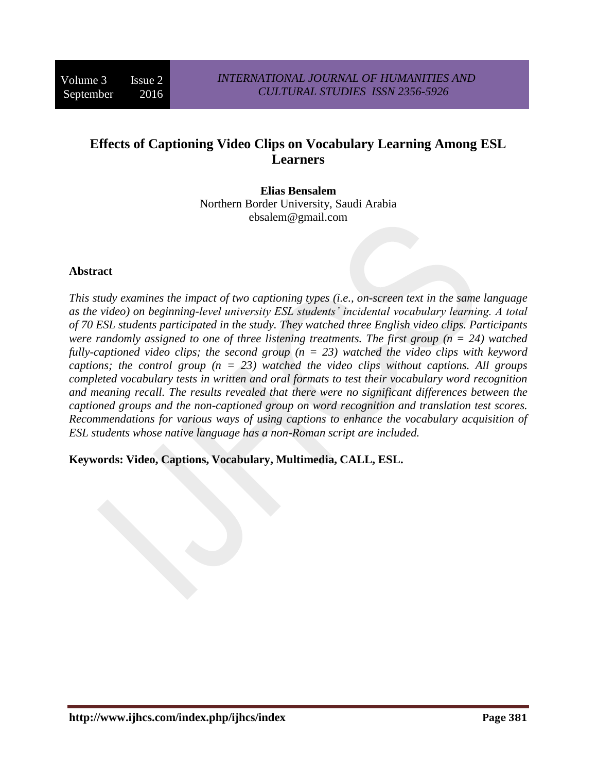# Effects of Captioning Video Clips on Vocabulary Learning Among ESL Learners

**Elias Bensalem**
Northern Border University, Saudi Arabia
ebsalem@gmail.com

## Abstract

*This study examines the impact of two captioning types (i.e., on-screen text in the same language as the video) on beginning-level university ESL students' incidental vocabulary learning. A total of 70 ESL students participated in the study. They watched three English video clips. Participants were randomly assigned to one of three listening treatments. The first group ($n = 24$) watched fully-captioned video clips; the second group ($n = 23$) watched the video clips with keyword captions; the control group ($n = 23$) watched the video clips without captions. All groups completed vocabulary tests in written and oral formats to test their vocabulary word recognition and meaning recall. The results revealed that there were no significant differences between the captioned groups and the non-captioned group on word recognition and translation test scores. Recommendations for various ways of using captions to enhance the vocabulary acquisition of ESL students whose native language has a non-Roman script are included.*

**Keywords: Video, Captions, Vocabulary, Multimedia, CALL, ESL.**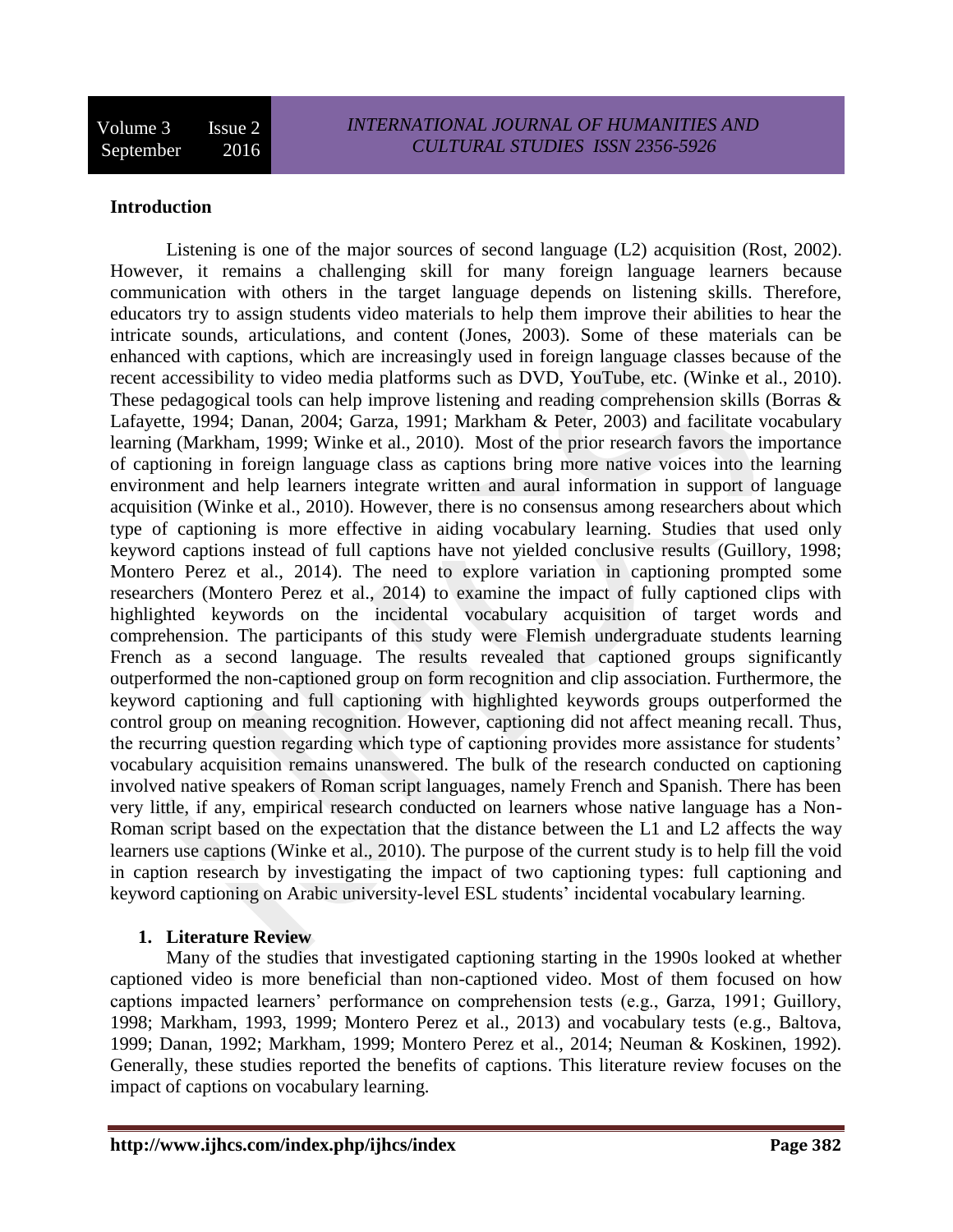## Introduction

Listening is one of the major sources of second language (L2) acquisition (Rost, 2002). However, it remains a challenging skill for many foreign language learners because communication with others in the target language depends on listening skills. Therefore, educators try to assign students video materials to help them improve their abilities to hear the intricate sounds, articulations, and content (Jones, 2003). Some of these materials can be enhanced with captions, which are increasingly used in foreign language classes because of the recent accessibility to video media platforms such as DVD, YouTube, etc. (Winke et al., 2010). These pedagogical tools can help improve listening and reading comprehension skills (Borras & Lafayette, 1994; Danan, 2004; Garza, 1991; Markham & Peter, 2003) and facilitate vocabulary learning (Markham, 1999; Winke et al., 2010). Most of the prior research favors the importance of captioning in foreign language class as captions bring more native voices into the learning environment and help learners integrate written and aural information in support of language acquisition (Winke et al., 2010). However, there is no consensus among researchers about which type of captioning is more effective in aiding vocabulary learning. Studies that used only keyword captions instead of full captions have not yielded conclusive results (Guillory, 1998; Montero Perez et al., 2014). The need to explore variation in captioning prompted some researchers (Montero Perez et al., 2014) to examine the impact of fully captioned clips with highlighted keywords on the incidental vocabulary acquisition of target words and comprehension. The participants of this study were Flemish undergraduate students learning French as a second language. The results revealed that captioned groups significantly outperformed the non-captioned group on form recognition and clip association. Furthermore, the keyword captioning and full captioning with highlighted keywords groups outperformed the control group on meaning recognition. However, captioning did not affect meaning recall. Thus, the recurring question regarding which type of captioning provides more assistance for students' vocabulary acquisition remains unanswered. The bulk of the research conducted on captioning involved native speakers of Roman script languages, namely French and Spanish. There has been very little, if any, empirical research conducted on learners whose native language has a Non-Roman script based on the expectation that the distance between the L1 and L2 affects the way learners use captions (Winke et al., 2010). The purpose of the current study is to help fill the void in caption research by investigating the impact of two captioning types: full captioning and keyword captioning on Arabic university-level ESL students' incidental vocabulary learning.

## 1. Literature Review

Many of the studies that investigated captioning starting in the 1990s looked at whether captioned video is more beneficial than non-captioned video. Most of them focused on how captions impacted learners' performance on comprehension tests (e.g., Garza, 1991; Guillory, 1998; Markham, 1993, 1999; Montero Perez et al., 2013) and vocabulary tests (e.g., Baltova, 1999; Danan, 1992; Markham, 1999; Montero Perez et al., 2014; Neuman & Koskinen, 1992). Generally, these studies reported the benefits of captions. This literature review focuses on the impact of captions on vocabulary learning.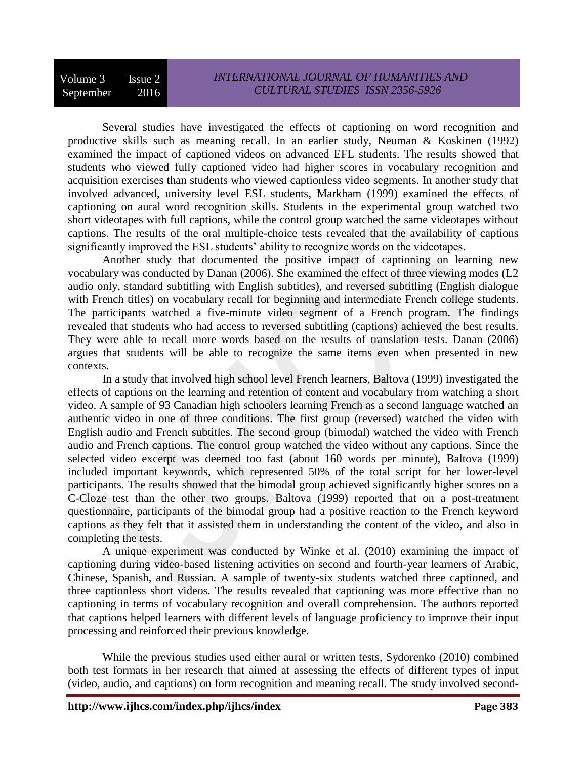Several studies have investigated the effects of captioning on word recognition and productive skills such as meaning recall. In an earlier study, Neuman & Koskinen (1992) examined the impact of captioned videos on advanced EFL students. The results showed that students who viewed fully captioned video had higher scores in vocabulary recognition and acquisition exercises than students who viewed captionless video segments. In another study that involved advanced, university level ESL students, Markham (1999) examined the effects of captioning on aural word recognition skills. Students in the experimental group watched two short videotapes with full captions, while the control group watched the same videotapes without captions. The results of the oral multiple-choice tests revealed that the availability of captions significantly improved the ESL students' ability to recognize words on the videotapes.

Another study that documented the positive impact of captioning on learning new vocabulary was conducted by Danan (2006). She examined the effect of three viewing modes (L2 audio only, standard subtitling with English subtitles), and reversed subtitling (English dialogue with French titles) on vocabulary recall for beginning and intermediate French college students. The participants watched a five-minute video segment of a French program. The findings revealed that students who had access to reversed subtitling (captions) achieved the best results. They were able to recall more words based on the results of translation tests. Danan (2006) argues that students will be able to recognize the same items even when presented in new contexts.

In a study that involved high school level French learners, Baltova (1999) investigated the effects of captions on the learning and retention of content and vocabulary from watching a short video. A sample of 93 Canadian high schoolers learning French as a second language watched an authentic video in one of three conditions. The first group (reversed) watched the video with English audio and French subtitles. The second group (bimodal) watched the video with French audio and French captions. The control group watched the video without any captions. Since the selected video excerpt was deemed too fast (about 160 words per minute), Baltova (1999) included important keywords, which represented 50% of the total script for her lower-level participants. The results showed that the bimodal group achieved significantly higher scores on a C-Cloze test than the other two groups. Baltova (1999) reported that on a post-treatment questionnaire, participants of the bimodal group had a positive reaction to the French keyword captions as they felt that it assisted them in understanding the content of the video, and also in completing the tests.

A unique experiment was conducted by Winke et al. (2010) examining the impact of captioning during video-based listening activities on second and fourth-year learners of Arabic, Chinese, Spanish, and Russian. A sample of twenty-six students watched three captioned, and three captionless short videos. The results revealed that captioning was more effective than no captioning in terms of vocabulary recognition and overall comprehension. The authors reported that captions helped learners with different levels of language proficiency to improve their input processing and reinforced their previous knowledge.

While the previous studies used either aural or written tests, Sydorenko (2010) combined both test formats in her research that aimed at assessing the effects of different types of input (video, audio, and captions) on form recognition and meaning recall. The study involved second-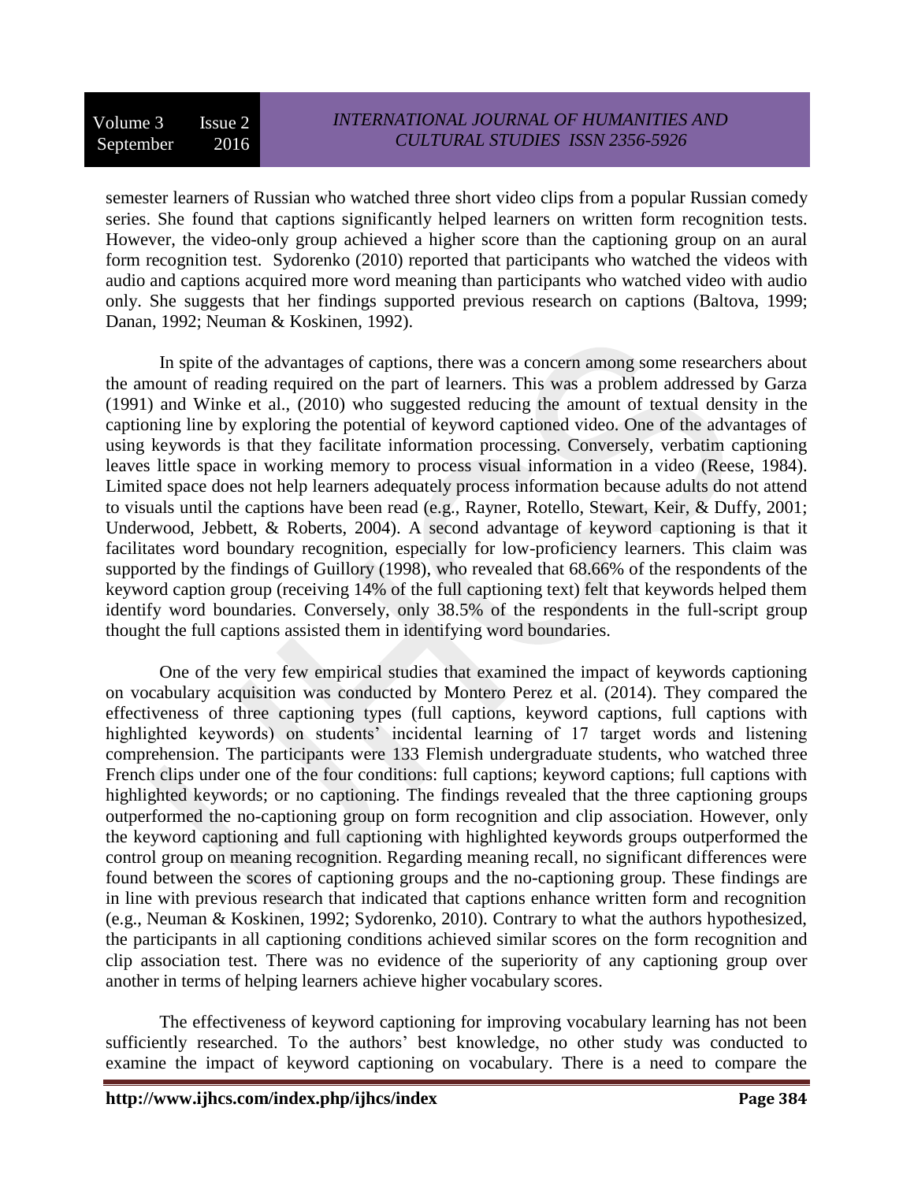semester learners of Russian who watched three short video clips from a popular Russian comedy series. She found that captions significantly helped learners on written form recognition tests. However, the video-only group achieved a higher score than the captioning group on an aural form recognition test. Sydorenko (2010) reported that participants who watched the videos with audio and captions acquired more word meaning than participants who watched video with audio only. She suggests that her findings supported previous research on captions (Baltova, 1999; Danan, 1992; Neuman & Koskinen, 1992).

In spite of the advantages of captions, there was a concern among some researchers about the amount of reading required on the part of learners. This was a problem addressed by Garza (1991) and Winke et al., (2010) who suggested reducing the amount of textual density in the captioning line by exploring the potential of keyword captioned video. One of the advantages of using keywords is that they facilitate information processing. Conversely, verbatim captioning leaves little space in working memory to process visual information in a video (Reese, 1984). Limited space does not help learners adequately process information because adults do not attend to visuals until the captions have been read (e.g., Rayner, Rotello, Stewart, Keir, & Duffy, 2001; Underwood, Jebbett, & Roberts, 2004). A second advantage of keyword captioning is that it facilitates word boundary recognition, especially for low-proficiency learners. This claim was supported by the findings of Guillory (1998), who revealed that 68.66% of the respondents of the keyword caption group (receiving 14% of the full captioning text) felt that keywords helped them identify word boundaries. Conversely, only 38.5% of the respondents in the full-script group thought the full captions assisted them in identifying word boundaries.

One of the very few empirical studies that examined the impact of keywords captioning on vocabulary acquisition was conducted by Montero Perez et al. (2014). They compared the effectiveness of three captioning types (full captions, keyword captions, full captions with highlighted keywords) on students' incidental learning of 17 target words and listening comprehension. The participants were 133 Flemish undergraduate students, who watched three French clips under one of the four conditions: full captions; keyword captions; full captions with highlighted keywords; or no captioning. The findings revealed that the three captioning groups outperformed the no-captioning group on form recognition and clip association. However, only the keyword captioning and full captioning with highlighted keywords groups outperformed the control group on meaning recognition. Regarding meaning recall, no significant differences were found between the scores of captioning groups and the no-captioning group. These findings are in line with previous research that indicated that captions enhance written form and recognition (e.g., Neuman & Koskinen, 1992; Sydorenko, 2010). Contrary to what the authors hypothesized, the participants in all captioning conditions achieved similar scores on the form recognition and clip association test. There was no evidence of the superiority of any captioning group over another in terms of helping learners achieve higher vocabulary scores.

The effectiveness of keyword captioning for improving vocabulary learning has not been sufficiently researched. To the authors' best knowledge, no other study was conducted to examine the impact of keyword captioning on vocabulary. There is a need to compare the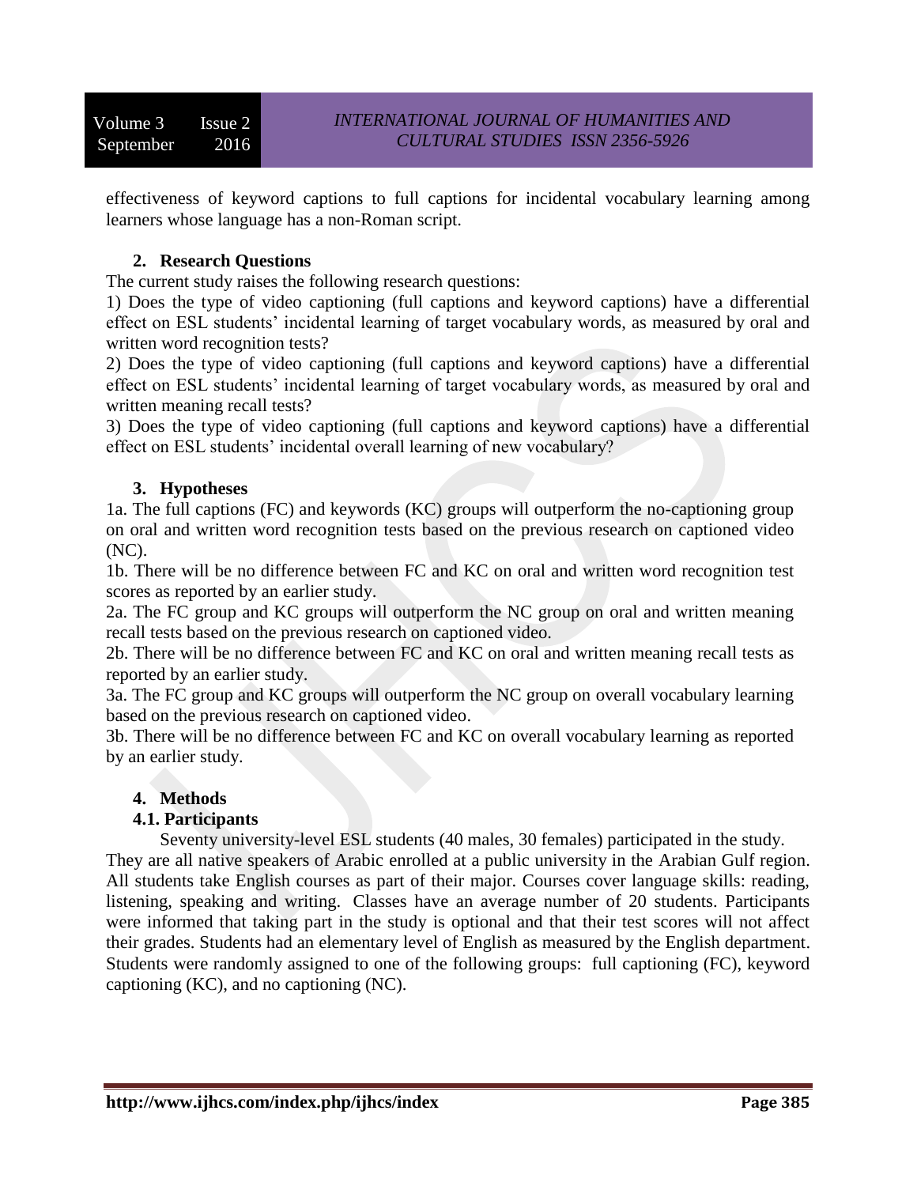effectiveness of keyword captions to full captions for incidental vocabulary learning among learners whose language has a non-Roman script.

## 2. Research Questions

The current study raises the following research questions:

1) Does the type of video captioning (full captions and keyword captions) have a differential effect on ESL students' incidental learning of target vocabulary words, as measured by oral and written word recognition tests?

2) Does the type of video captioning (full captions and keyword captions) have a differential effect on ESL students' incidental learning of target vocabulary words, as measured by oral and written meaning recall tests?

3) Does the type of video captioning (full captions and keyword captions) have a differential effect on ESL students' incidental overall learning of new vocabulary?

## 3. Hypotheses

1a. The full captions (FC) and keywords (KC) groups will outperform the no-captioning group on oral and written word recognition tests based on the previous research on captioned video (NC).

1b. There will be no difference between FC and KC on oral and written word recognition test scores as reported by an earlier study.

2a. The FC group and KC groups will outperform the NC group on oral and written meaning recall tests based on the previous research on captioned video.

2b. There will be no difference between FC and KC on oral and written meaning recall tests as reported by an earlier study.

3a. The FC group and KC groups will outperform the NC group on overall vocabulary learning based on the previous research on captioned video.

3b. There will be no difference between FC and KC on overall vocabulary learning as reported by an earlier study.

## 4. Methods

### 4.1. Participants

Seventy university-level ESL students (40 males, 30 females) participated in the study. They are all native speakers of Arabic enrolled at a public university in the Arabian Gulf region. All students take English courses as part of their major. Courses cover language skills: reading, listening, speaking and writing. Classes have an average number of 20 students. Participants were informed that taking part in the study is optional and that their test scores will not affect their grades. Students had an elementary level of English as measured by the English department. Students were randomly assigned to one of the following groups: full captioning (FC), keyword captioning (KC), and no captioning (NC).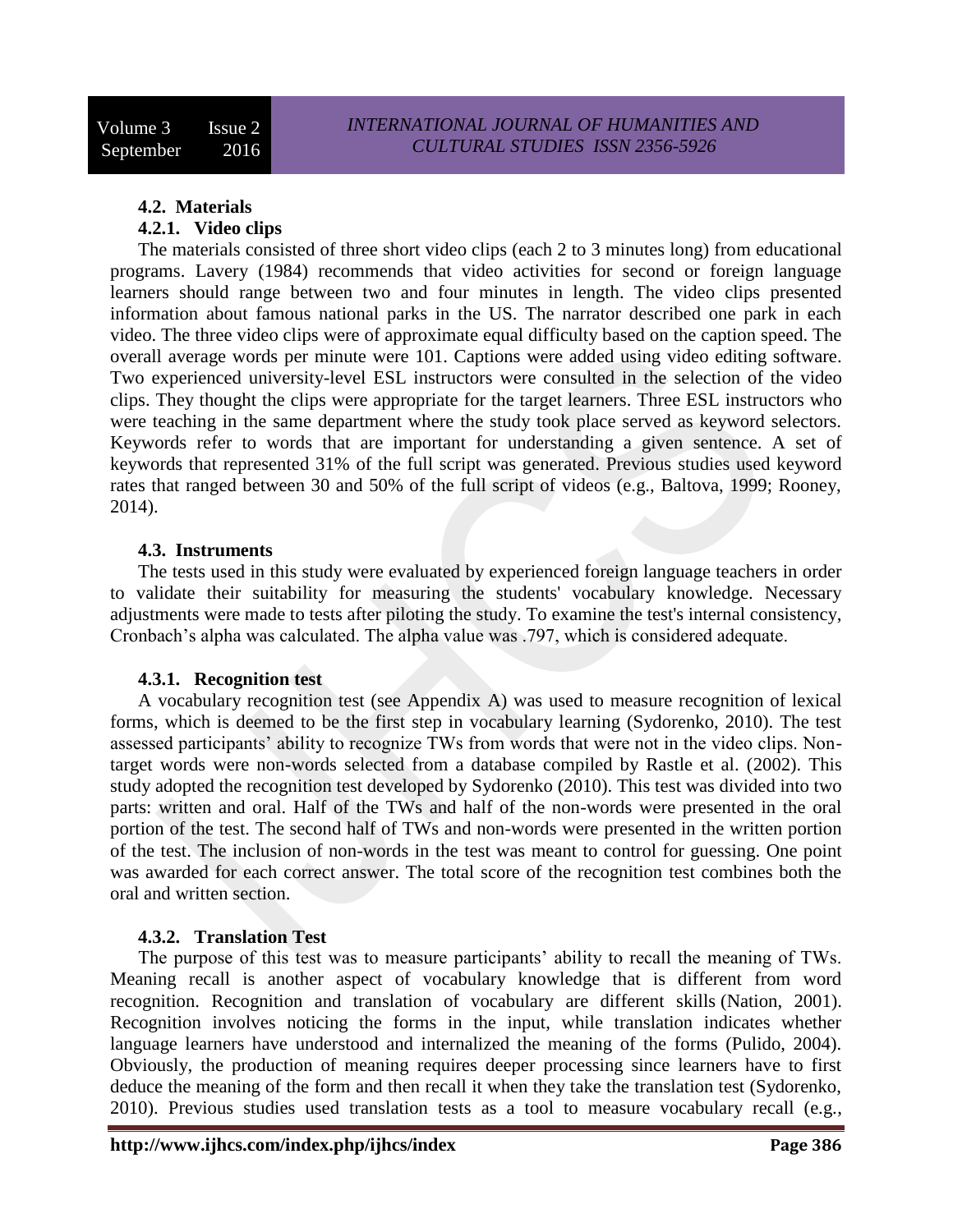### 4.2. Materials

#### 4.2.1. Video clips

The materials consisted of three short video clips (each 2 to 3 minutes long) from educational programs. Lavery (1984) recommends that video activities for second or foreign language learners should range between two and four minutes in length. The video clips presented information about famous national parks in the US. The narrator described one park in each video. The three video clips were of approximate equal difficulty based on the caption speed. The overall average words per minute were 101. Captions were added using video editing software. Two experienced university-level ESL instructors were consulted in the selection of the video clips. They thought the clips were appropriate for the target learners. Three ESL instructors who were teaching in the same department where the study took place served as keyword selectors. Keywords refer to words that are important for understanding a given sentence. A set of keywords that represented 31% of the full script was generated. Previous studies used keyword rates that ranged between 30 and 50% of the full script of videos (e.g., Baltova, 1999; Rooney, 2014).

### 4.3. Instruments

The tests used in this study were evaluated by experienced foreign language teachers in order to validate their suitability for measuring the students' vocabulary knowledge. Necessary adjustments were made to tests after piloting the study. To examine the test's internal consistency, Cronbach's alpha was calculated. The alpha value was .797, which is considered adequate.

#### 4.3.1. Recognition test

A vocabulary recognition test (see Appendix A) was used to measure recognition of lexical forms, which is deemed to be the first step in vocabulary learning (Sydorenko, 2010). The test assessed participants' ability to recognize TWs from words that were not in the video clips. Non-target words were non-words selected from a database compiled by Rastle et al. (2002). This study adopted the recognition test developed by Sydorenko (2010). This test was divided into two parts: written and oral. Half of the TWs and half of the non-words were presented in the oral portion of the test. The second half of TWs and non-words were presented in the written portion of the test. The inclusion of non-words in the test was meant to control for guessing. One point was awarded for each correct answer. The total score of the recognition test combines both the oral and written section.

#### 4.3.2. Translation Test

The purpose of this test was to measure participants' ability to recall the meaning of TWs. Meaning recall is another aspect of vocabulary knowledge that is different from word recognition. Recognition and translation of vocabulary are different skills (Nation, 2001). Recognition involves noticing the forms in the input, while translation indicates whether language learners have understood and internalized the meaning of the forms (Pulido, 2004). Obviously, the production of meaning requires deeper processing since learners have to first deduce the meaning of the form and then recall it when they take the translation test (Sydorenko, 2010). Previous studies used translation tests as a tool to measure vocabulary recall (e.g.,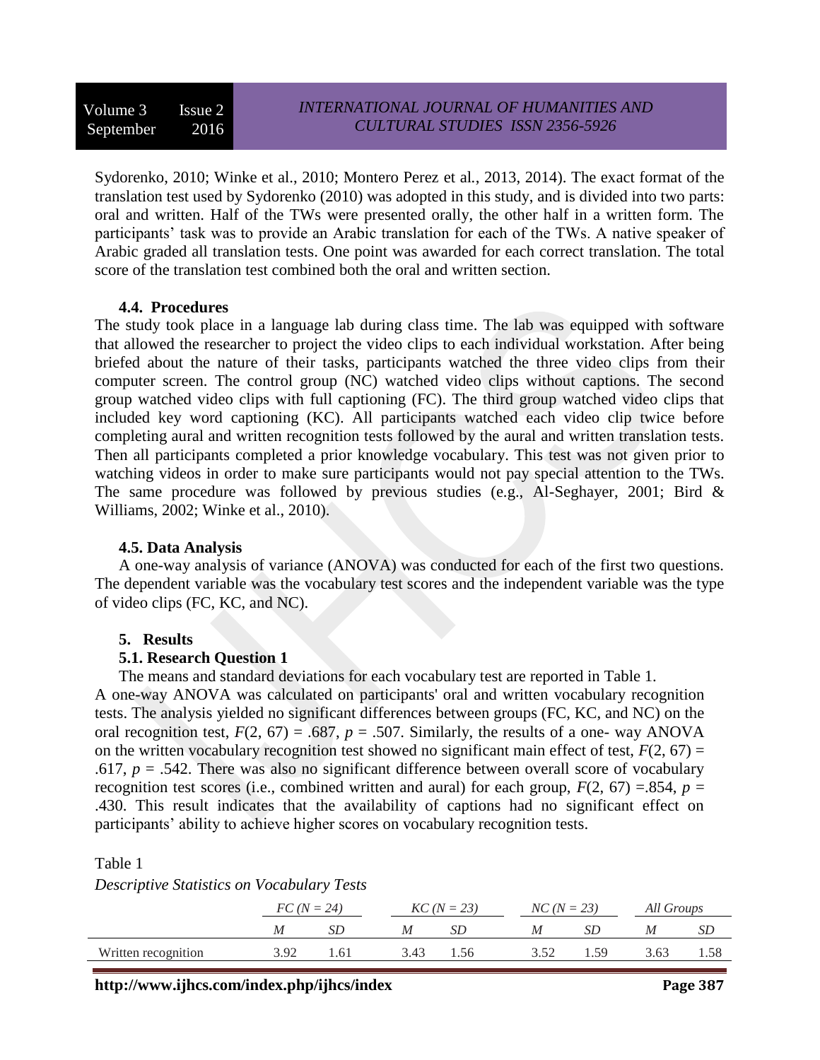Sydorenko, 2010; Winke et al., 2010; Montero Perez et al., 2013, 2014). The exact format of the translation test used by Sydorenko (2010) was adopted in this study, and is divided into two parts: oral and written. Half of the TWs were presented orally, the other half in a written form. The participants' task was to provide an Arabic translation for each of the TWs. A native speaker of Arabic graded all translation tests. One point was awarded for each correct translation. The total score of the translation test combined both the oral and written section.

### 4.4. Procedures

The study took place in a language lab during class time. The lab was equipped with software that allowed the researcher to project the video clips to each individual workstation. After being briefed about the nature of their tasks, participants watched the three video clips from their computer screen. The control group (NC) watched video clips without captions. The second group watched video clips with full captioning (FC). The third group watched video clips that included key word captioning (KC). All participants watched each video clip twice before completing aural and written recognition tests followed by the aural and written translation tests. Then all participants completed a prior knowledge vocabulary. This test was not given prior to watching videos in order to make sure participants would not pay special attention to the TWs. The same procedure was followed by previous studies (e.g., Al-Seghayer, 2001; Bird & Williams, 2002; Winke et al., 2010).

### 4.5. Data Analysis

A one-way analysis of variance (ANOVA) was conducted for each of the first two questions. The dependent variable was the vocabulary test scores and the independent variable was the type of video clips (FC, KC, and NC).

## 5. Results

### 5.1. Research Question 1

The means and standard deviations for each vocabulary test are reported in Table 1.

A one-way ANOVA was calculated on participants' oral and written vocabulary recognition tests. The analysis yielded no significant differences between groups (FC, KC, and NC) on the oral recognition test, $F(2, 67) = .687$, $p = .507$. Similarly, the results of a one- way ANOVA on the written vocabulary recognition test showed no significant main effect of test, $F(2, 67) = .617$, $p = .542$. There was also no significant difference between overall score of vocabulary recognition test scores (i.e., combined written and aural) for each group, $F(2, 67) = .854$, $p = .430$. This result indicates that the availability of captions had no significant effect on participants' ability to achieve higher scores on vocabulary recognition tests.

Table 1

*Descriptive Statistics on Vocabulary Tests*

| | *FC (N = 24)* | | *KC (N = 23)* | | *NC (N = 23)* | | *All Groups* | |
|---|---|---|---|---|---|---|---|---|
| | *M* | *SD* | *M* | *SD* | *M* | *SD* | *M* | *SD* |
| Written recognition | 3.92 | 1.61 | 3.43 | 1.56 | 3.52 | 1.59 | 3.63 | 1.58 |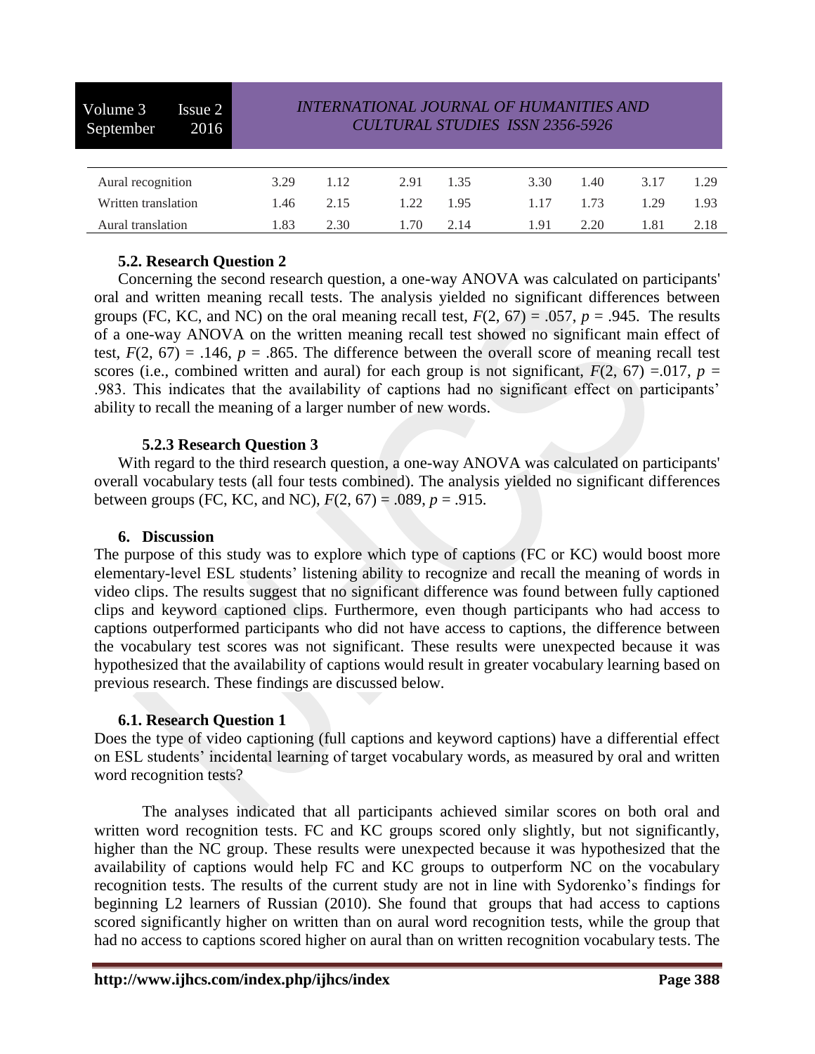| | | | | | | | | |
|---|---|---|---|---|---|---|---|---|
| Aural recognition | 3.29 | 1.12 | 2.91 | 1.35 | 3.30 | 1.40 | 3.17 | 1.29 |
| Written translation | 1.46 | 2.15 | 1.22 | 1.95 | 1.17 | 1.73 | 1.29 | 1.93 |
| Aural translation | 1.83 | 2.30 | 1.70 | 2.14 | 1.91 | 2.20 | 1.81 | 2.18 |

### 5.2. Research Question 2

Concerning the second research question, a one-way ANOVA was calculated on participants' oral and written meaning recall tests. The analysis yielded no significant differences between groups (FC, KC, and NC) on the oral meaning recall test, $F(2, 67) = .057$, $p = .945$. The results of a one-way ANOVA on the written meaning recall test showed no significant main effect of test, $F(2, 67) = .146$, $p = .865$. The difference between the overall score of meaning recall test scores (i.e., combined written and aural) for each group is not significant, $F(2, 67) =.017$, $p = .983$. This indicates that the availability of captions had no significant effect on participants' ability to recall the meaning of a larger number of new words.

#### 5.2.3 Research Question 3

With regard to the third research question, a one-way ANOVA was calculated on participants' overall vocabulary tests (all four tests combined). The analysis yielded no significant differences between groups (FC, KC, and NC), $F(2, 67) = .089$, $p = .915$.

## 6. Discussion

The purpose of this study was to explore which type of captions (FC or KC) would boost more elementary-level ESL students' listening ability to recognize and recall the meaning of words in video clips. The results suggest that no significant difference was found between fully captioned clips and keyword captioned clips. Furthermore, even though participants who had access to captions outperformed participants who did not have access to captions, the difference between the vocabulary test scores was not significant. These results were unexpected because it was hypothesized that the availability of captions would result in greater vocabulary learning based on previous research. These findings are discussed below.

### 6.1. Research Question 1

Does the type of video captioning (full captions and keyword captions) have a differential effect on ESL students' incidental learning of target vocabulary words, as measured by oral and written word recognition tests?

The analyses indicated that all participants achieved similar scores on both oral and written word recognition tests. FC and KC groups scored only slightly, but not significantly, higher than the NC group. These results were unexpected because it was hypothesized that the availability of captions would help FC and KC groups to outperform NC on the vocabulary recognition tests. The results of the current study are not in line with Sydorenko's findings for beginning L2 learners of Russian (2010). She found that groups that had access to captions scored significantly higher on written than on aural word recognition tests, while the group that had no access to captions scored higher on aural than on written recognition vocabulary tests. The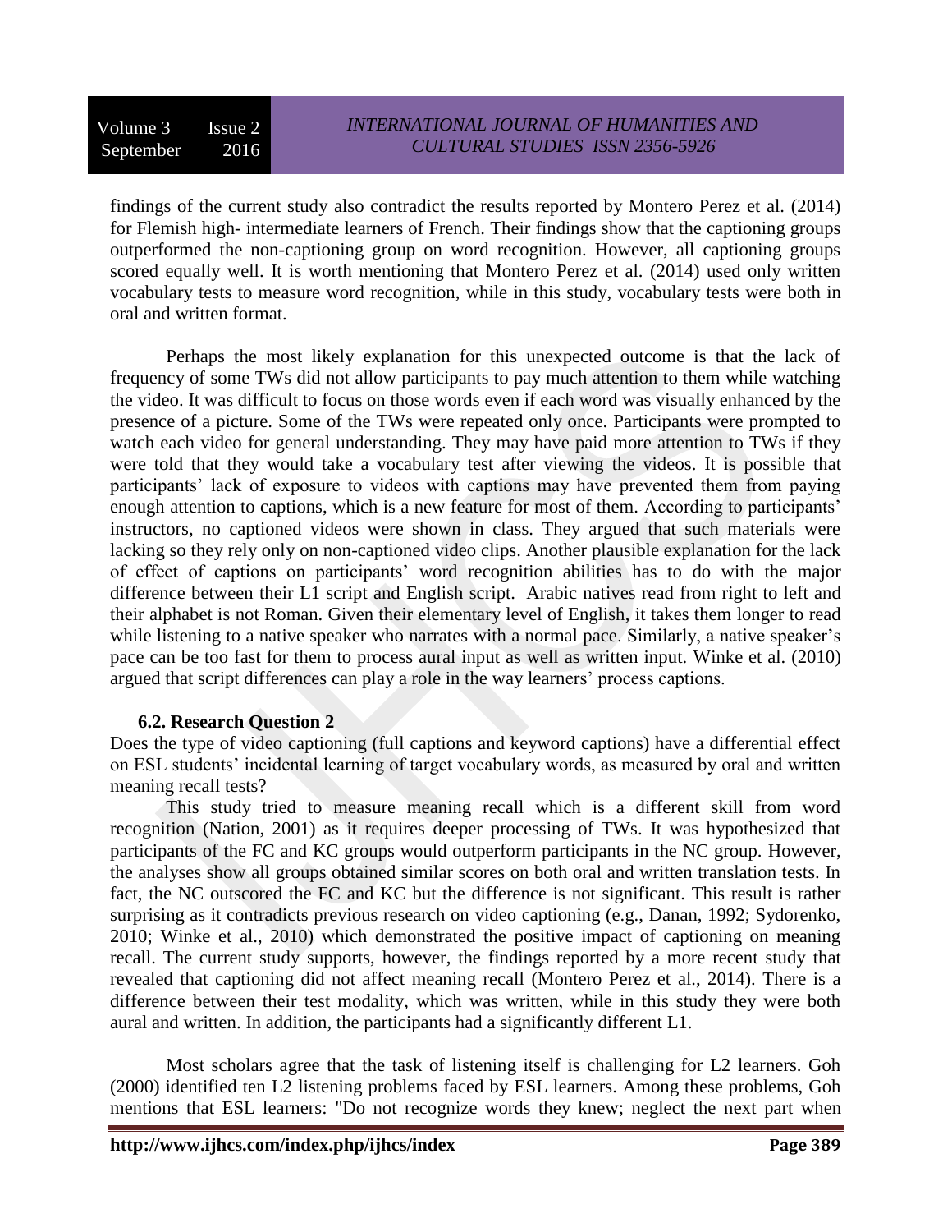findings of the current study also contradict the results reported by Montero Perez et al. (2014) for Flemish high- intermediate learners of French. Their findings show that the captioning groups outperformed the non-captioning group on word recognition. However, all captioning groups scored equally well. It is worth mentioning that Montero Perez et al. (2014) used only written vocabulary tests to measure word recognition, while in this study, vocabulary tests were both in oral and written format.

Perhaps the most likely explanation for this unexpected outcome is that the lack of frequency of some TWs did not allow participants to pay much attention to them while watching the video. It was difficult to focus on those words even if each word was visually enhanced by the presence of a picture. Some of the TWs were repeated only once. Participants were prompted to watch each video for general understanding. They may have paid more attention to TWs if they were told that they would take a vocabulary test after viewing the videos. It is possible that participants' lack of exposure to videos with captions may have prevented them from paying enough attention to captions, which is a new feature for most of them. According to participants' instructors, no captioned videos were shown in class. They argued that such materials were lacking so they rely only on non-captioned video clips. Another plausible explanation for the lack of effect of captions on participants' word recognition abilities has to do with the major difference between their L1 script and English script. Arabic natives read from right to left and their alphabet is not Roman. Given their elementary level of English, it takes them longer to read while listening to a native speaker who narrates with a normal pace. Similarly, a native speaker's pace can be too fast for them to process aural input as well as written input. Winke et al. (2010) argued that script differences can play a role in the way learners' process captions.

### 6.2. Research Question 2

Does the type of video captioning (full captions and keyword captions) have a differential effect on ESL students' incidental learning of target vocabulary words, as measured by oral and written meaning recall tests?

This study tried to measure meaning recall which is a different skill from word recognition (Nation, 2001) as it requires deeper processing of TWs. It was hypothesized that participants of the FC and KC groups would outperform participants in the NC group. However, the analyses show all groups obtained similar scores on both oral and written translation tests. In fact, the NC outscored the FC and KC but the difference is not significant. This result is rather surprising as it contradicts previous research on video captioning (e.g., Danan, 1992; Sydorenko, 2010; Winke et al., 2010) which demonstrated the positive impact of captioning on meaning recall. The current study supports, however, the findings reported by a more recent study that revealed that captioning did not affect meaning recall (Montero Perez et al., 2014). There is a difference between their test modality, which was written, while in this study they were both aural and written. In addition, the participants had a significantly different L1.

Most scholars agree that the task of listening itself is challenging for L2 learners. Goh (2000) identified ten L2 listening problems faced by ESL learners. Among these problems, Goh mentions that ESL learners: "Do not recognize words they knew; neglect the next part when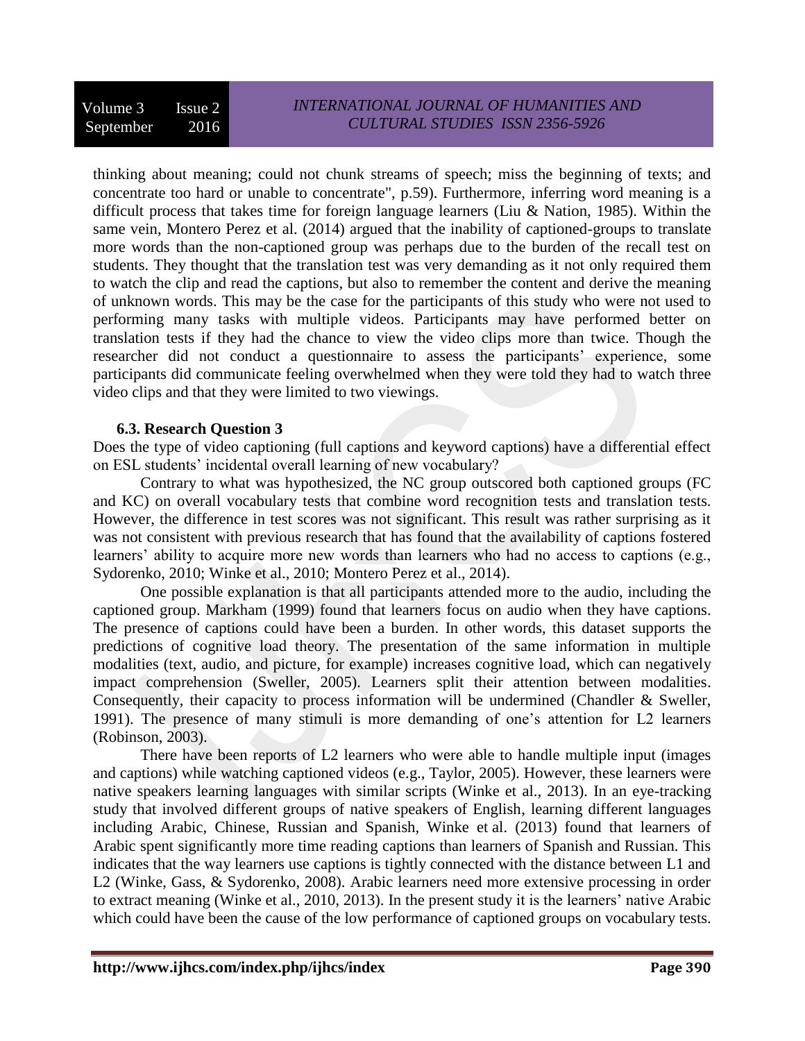thinking about meaning; could not chunk streams of speech; miss the beginning of texts; and concentrate too hard or unable to concentrate", p.59). Furthermore, inferring word meaning is a difficult process that takes time for foreign language learners (Liu & Nation, 1985). Within the same vein, Montero Perez et al. (2014) argued that the inability of captioned-groups to translate more words than the non-captioned group was perhaps due to the burden of the recall test on students. They thought that the translation test was very demanding as it not only required them to watch the clip and read the captions, but also to remember the content and derive the meaning of unknown words. This may be the case for the participants of this study who were not used to performing many tasks with multiple videos. Participants may have performed better on translation tests if they had the chance to view the video clips more than twice. Though the researcher did not conduct a questionnaire to assess the participants' experience, some participants did communicate feeling overwhelmed when they were told they had to watch three video clips and that they were limited to two viewings.

### 6.3. Research Question 3

Does the type of video captioning (full captions and keyword captions) have a differential effect on ESL students' incidental overall learning of new vocabulary?

Contrary to what was hypothesized, the NC group outscored both captioned groups (FC and KC) on overall vocabulary tests that combine word recognition tests and translation tests. However, the difference in test scores was not significant. This result was rather surprising as it was not consistent with previous research that has found that the availability of captions fostered learners' ability to acquire more new words than learners who had no access to captions (e.g., Sydorenko, 2010; Winke et al., 2010; Montero Perez et al., 2014).

One possible explanation is that all participants attended more to the audio, including the captioned group. Markham (1999) found that learners focus on audio when they have captions. The presence of captions could have been a burden. In other words, this dataset supports the predictions of cognitive load theory. The presentation of the same information in multiple modalities (text, audio, and picture, for example) increases cognitive load, which can negatively impact comprehension (Sweller, 2005). Learners split their attention between modalities. Consequently, their capacity to process information will be undermined (Chandler & Sweller, 1991). The presence of many stimuli is more demanding of one's attention for L2 learners (Robinson, 2003).

There have been reports of L2 learners who were able to handle multiple input (images and captions) while watching captioned videos (e.g., Taylor, 2005). However, these learners were native speakers learning languages with similar scripts (Winke et al., 2013). In an eye-tracking study that involved different groups of native speakers of English, learning different languages including Arabic, Chinese, Russian and Spanish, Winke et al. (2013) found that learners of Arabic spent significantly more time reading captions than learners of Spanish and Russian. This indicates that the way learners use captions is tightly connected with the distance between L1 and L2 (Winke, Gass, & Sydorenko, 2008). Arabic learners need more extensive processing in order to extract meaning (Winke et al., 2010, 2013). In the present study it is the learners' native Arabic which could have been the cause of the low performance of captioned groups on vocabulary tests.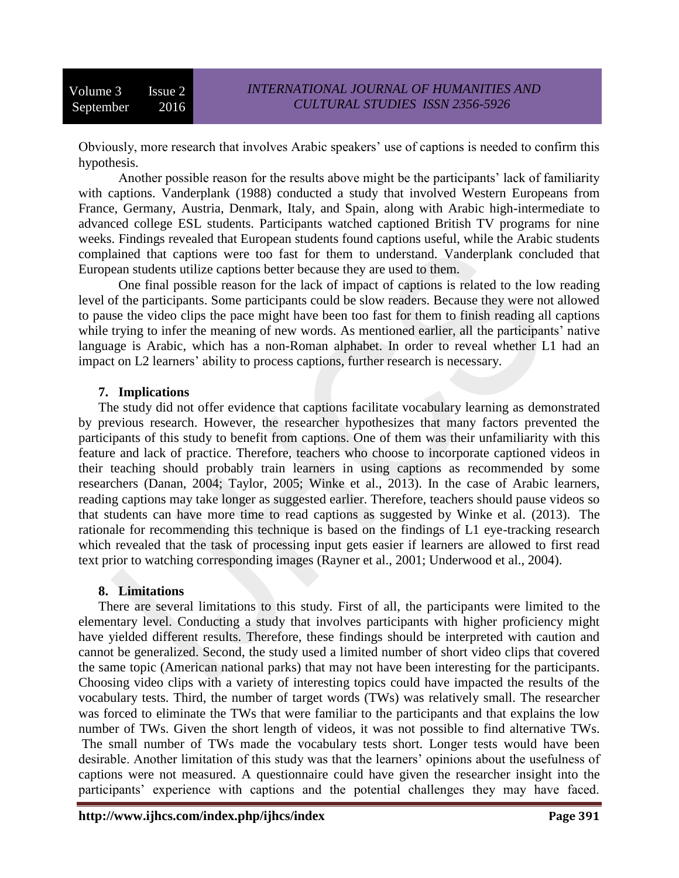Obviously, more research that involves Arabic speakers' use of captions is needed to confirm this hypothesis.

Another possible reason for the results above might be the participants' lack of familiarity with captions. Vanderplank (1988) conducted a study that involved Western Europeans from France, Germany, Austria, Denmark, Italy, and Spain, along with Arabic high-intermediate to advanced college ESL students. Participants watched captioned British TV programs for nine weeks. Findings revealed that European students found captions useful, while the Arabic students complained that captions were too fast for them to understand. Vanderplank concluded that European students utilize captions better because they are used to them.

One final possible reason for the lack of impact of captions is related to the low reading level of the participants. Some participants could be slow readers. Because they were not allowed to pause the video clips the pace might have been too fast for them to finish reading all captions while trying to infer the meaning of new words. As mentioned earlier, all the participants' native language is Arabic, which has a non-Roman alphabet. In order to reveal whether L1 had an impact on L2 learners' ability to process captions, further research is necessary.

## 7. Implications

The study did not offer evidence that captions facilitate vocabulary learning as demonstrated by previous research. However, the researcher hypothesizes that many factors prevented the participants of this study to benefit from captions. One of them was their unfamiliarity with this feature and lack of practice. Therefore, teachers who choose to incorporate captioned videos in their teaching should probably train learners in using captions as recommended by some researchers (Danan, 2004; Taylor, 2005; Winke et al., 2013). In the case of Arabic learners, reading captions may take longer as suggested earlier. Therefore, teachers should pause videos so that students can have more time to read captions as suggested by Winke et al. (2013). The rationale for recommending this technique is based on the findings of L1 eye-tracking research which revealed that the task of processing input gets easier if learners are allowed to first read text prior to watching corresponding images (Rayner et al., 2001; Underwood et al., 2004).

## 8. Limitations

There are several limitations to this study. First of all, the participants were limited to the elementary level. Conducting a study that involves participants with higher proficiency might have yielded different results. Therefore, these findings should be interpreted with caution and cannot be generalized. Second, the study used a limited number of short video clips that covered the same topic (American national parks) that may not have been interesting for the participants. Choosing video clips with a variety of interesting topics could have impacted the results of the vocabulary tests. Third, the number of target words (TWs) was relatively small. The researcher was forced to eliminate the TWs that were familiar to the participants and that explains the low number of TWs. Given the short length of videos, it was not possible to find alternative TWs. The small number of TWs made the vocabulary tests short. Longer tests would have been desirable. Another limitation of this study was that the learners' opinions about the usefulness of captions were not measured. A questionnaire could have given the researcher insight into the participants' experience with captions and the potential challenges they may have faced.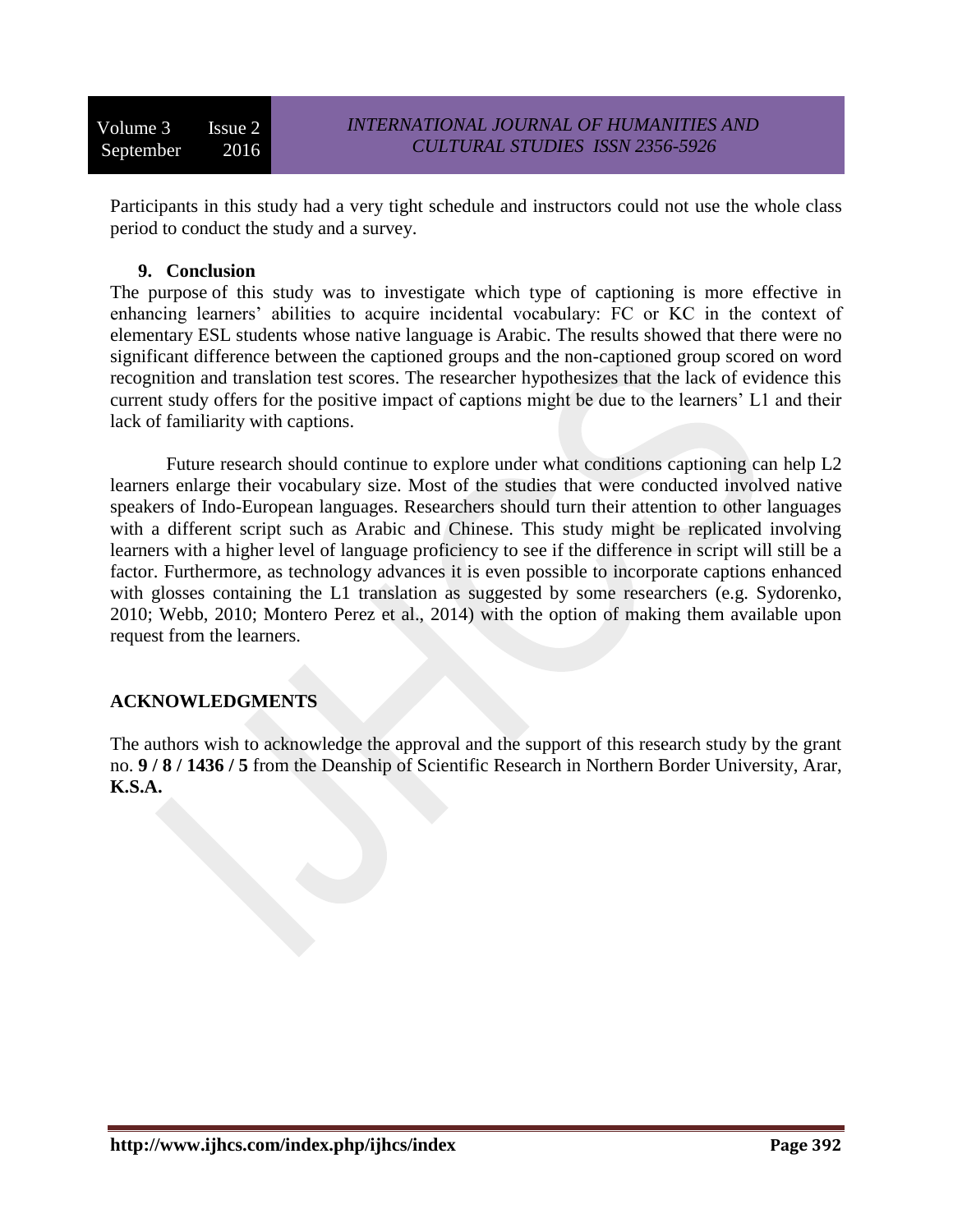Participants in this study had a very tight schedule and instructors could not use the whole class period to conduct the study and a survey.

## 9. Conclusion

The purpose of this study was to investigate which type of captioning is more effective in enhancing learners' abilities to acquire incidental vocabulary: FC or KC in the context of elementary ESL students whose native language is Arabic. The results showed that there were no significant difference between the captioned groups and the non-captioned group scored on word recognition and translation test scores. The researcher hypothesizes that the lack of evidence this current study offers for the positive impact of captions might be due to the learners' L1 and their lack of familiarity with captions.

Future research should continue to explore under what conditions captioning can help L2 learners enlarge their vocabulary size. Most of the studies that were conducted involved native speakers of Indo-European languages. Researchers should turn their attention to other languages with a different script such as Arabic and Chinese. This study might be replicated involving learners with a higher level of language proficiency to see if the difference in script will still be a factor. Furthermore, as technology advances it is even possible to incorporate captions enhanced with glosses containing the L1 translation as suggested by some researchers (e.g. Sydorenko, 2010; Webb, 2010; Montero Perez et al., 2014) with the option of making them available upon request from the learners.

## ACKNOWLEDGMENTS

The authors wish to acknowledge the approval and the support of this research study by the grant no. **9 / 8 / 1436 / 5** from the Deanship of Scientific Research in Northern Border University, Arar, **K.S.A.**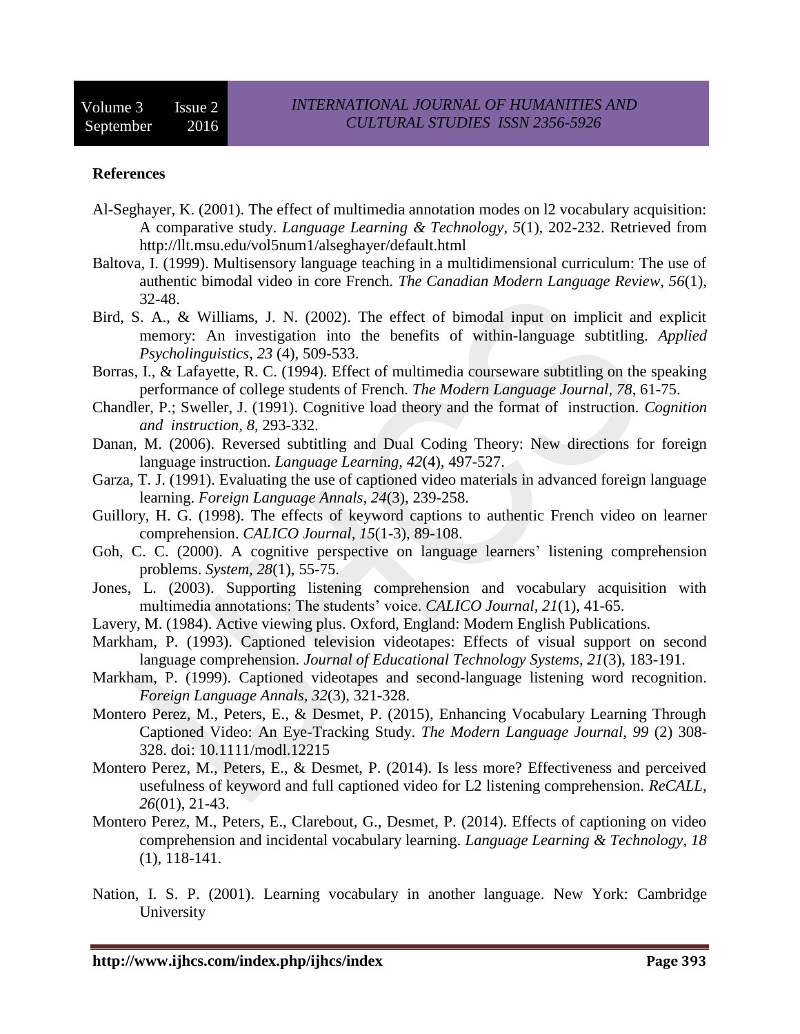**References**

Al-Seghayer, K. (2001). The effect of multimedia annotation modes on l2 vocabulary acquisition: A comparative study. *Language Learning & Technology*, *5*(1), 202-232. Retrieved from http://llt.msu.edu/vol5num1/alseghayer/default.html

Baltova, I. (1999). Multisensory language teaching in a multidimensional curriculum: The use of authentic bimodal video in core French. *The Canadian Modern Language Review*, *56*(1), 32-48.

Bird, S. A., & Williams, J. N. (2002). The effect of bimodal input on implicit and explicit memory: An investigation into the benefits of within-language subtitling. *Applied Psycholinguistics*, *23* (4), 509-533.

Borras, I., & Lafayette, R. C. (1994). Effect of multimedia courseware subtitling on the speaking performance of college students of French. *The Modern Language Journal*, *78*, 61-75.

Chandler, P.; Sweller, J. (1991). Cognitive load theory and the format of instruction. *Cognition and instruction, 8*, 293-332.

Danan, M. (2006). Reversed subtitling and Dual Coding Theory: New directions for foreign language instruction. *Language Learning*, *42*(4), 497-527.

Garza, T. J. (1991). Evaluating the use of captioned video materials in advanced foreign language learning. *Foreign Language Annals*, *24*(3), 239-258.

Guillory, H. G. (1998). The effects of keyword captions to authentic French video on learner comprehension. *CALICO Journal, 15*(1-3), 89-108.

Goh, C. C. (2000). A cognitive perspective on language learners' listening comprehension problems. *System*, *28*(1), 55-75.

Jones, L. (2003). Supporting listening comprehension and vocabulary acquisition with multimedia annotations: The students' voice. *CALICO Journal*, *21*(1), 41-65.

Lavery, M. (1984). Active viewing plus. Oxford, England: Modern English Publications.

Markham, P. (1993). Captioned television videotapes: Effects of visual support on second language comprehension. *Journal of Educational Technology Systems*, *21*(3), 183-191.

Markham, P. (1999). Captioned videotapes and second-language listening word recognition. *Foreign Language Annals*, *32*(3), 321-328.

Montero Perez, M., Peters, E., & Desmet, P. (2015), Enhancing Vocabulary Learning Through Captioned Video: An Eye-Tracking Study. *The Modern Language Journal, 99* (2) 308-328. doi: 10.1111/modl.12215

Montero Perez, M., Peters, E., & Desmet, P. (2014). Is less more? Effectiveness and perceived usefulness of keyword and full captioned video for L2 listening comprehension. *ReCALL, 26*(01), 21-43.

Montero Perez, M., Peters, E., Clarebout, G., Desmet, P. (2014). Effects of captioning on video comprehension and incidental vocabulary learning. *Language Learning & Technology*, *18* (1), 118-141.

Nation, I. S. P. (2001). Learning vocabulary in another language. New York: Cambridge University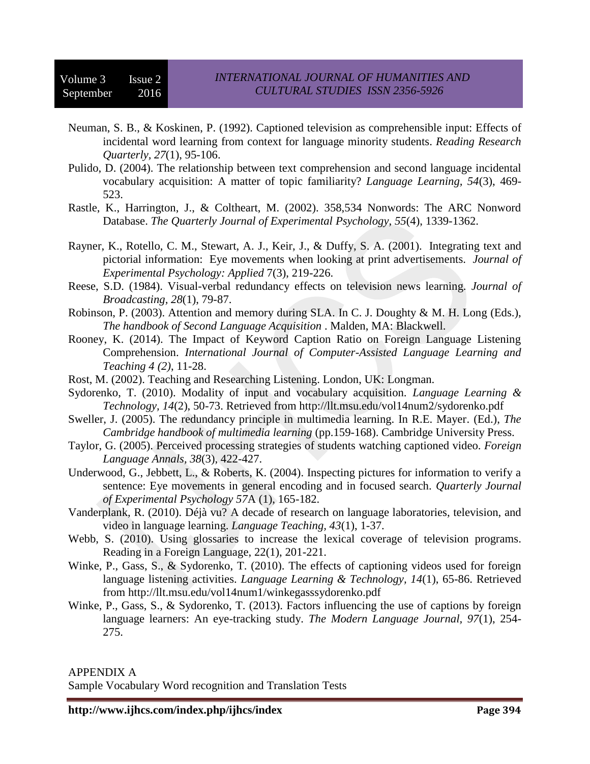Neuman, S. B., & Koskinen, P. (1992). Captioned television as comprehensible input: Effects of incidental word learning from context for language minority students. *Reading Research Quarterly*, *27*(1), 95-106.

Pulido, D. (2004). The relationship between text comprehension and second language incidental vocabulary acquisition: A matter of topic familiarity? *Language Learning*, *54*(3), 469-523.

Rastle, K., Harrington, J., & Coltheart, M. (2002). 358,534 Nonwords: The ARC Nonword Database. *The Quarterly Journal of Experimental Psychology, 55*(4), 1339-1362.

Rayner, K., Rotello, C. M., Stewart, A. J., Keir, J., & Duffy, S. A. (2001). Integrating text and pictorial information: Eye movements when looking at print advertisements. *Journal of Experimental Psychology: Applied* 7(3), 219-226.

Reese, S.D. (1984). Visual-verbal redundancy effects on television news learning. *Journal of Broadcasting*, *28*(1), 79-87.

Robinson, P. (2003). Attention and memory during SLA. In C. J. Doughty & M. H. Long (Eds.), *The handbook of Second Language Acquisition* . Malden, MA: Blackwell.

Rooney, K. (2014). The Impact of Keyword Caption Ratio on Foreign Language Listening Comprehension. *International Journal of Computer-Assisted Language Learning and Teaching 4 (2)*, 11-28.

Rost, M. (2002). Teaching and Researching Listening. London, UK: Longman.

Sydorenko, T. (2010). Modality of input and vocabulary acquisition. *Language Learning & Technology, 14*(2), 50-73. Retrieved from http://llt.msu.edu/vol14num2/sydorenko.pdf

Sweller, J. (2005). The redundancy principle in multimedia learning. In R.E. Mayer. (Ed.), *The Cambridge handbook of multimedia learning* (pp.159-168). Cambridge University Press.

Taylor, G. (2005). Perceived processing strategies of students watching captioned video. *Foreign Language Annals, 38*(3), 422-427.

Underwood, G., Jebbett, L., & Roberts, K. (2004). Inspecting pictures for information to verify a sentence: Eye movements in general encoding and in focused search. *Quarterly Journal of Experimental Psychology 57*A (1), 165-182.

Vanderplank, R. (2010). Déjà vu? A decade of research on language laboratories, television, and video in language learning. *Language Teaching*, *43*(1), 1-37.

Webb, S. (2010). Using glossaries to increase the lexical coverage of television programs. Reading in a Foreign Language, 22(1), 201-221.

Winke, P., Gass, S., & Sydorenko, T. (2010). The effects of captioning videos used for foreign language listening activities. *Language Learning & Technology, 14*(1), 65-86. Retrieved from http://llt.msu.edu/vol14num1/winkegasssydorenko.pdf

Winke, P., Gass, S., & Sydorenko, T. (2013). Factors influencing the use of captions by foreign language learners: An eye-tracking study. *The Modern Language Journal*, *97*(1), 254-275.

APPENDIX A

Sample Vocabulary Word recognition and Translation Tests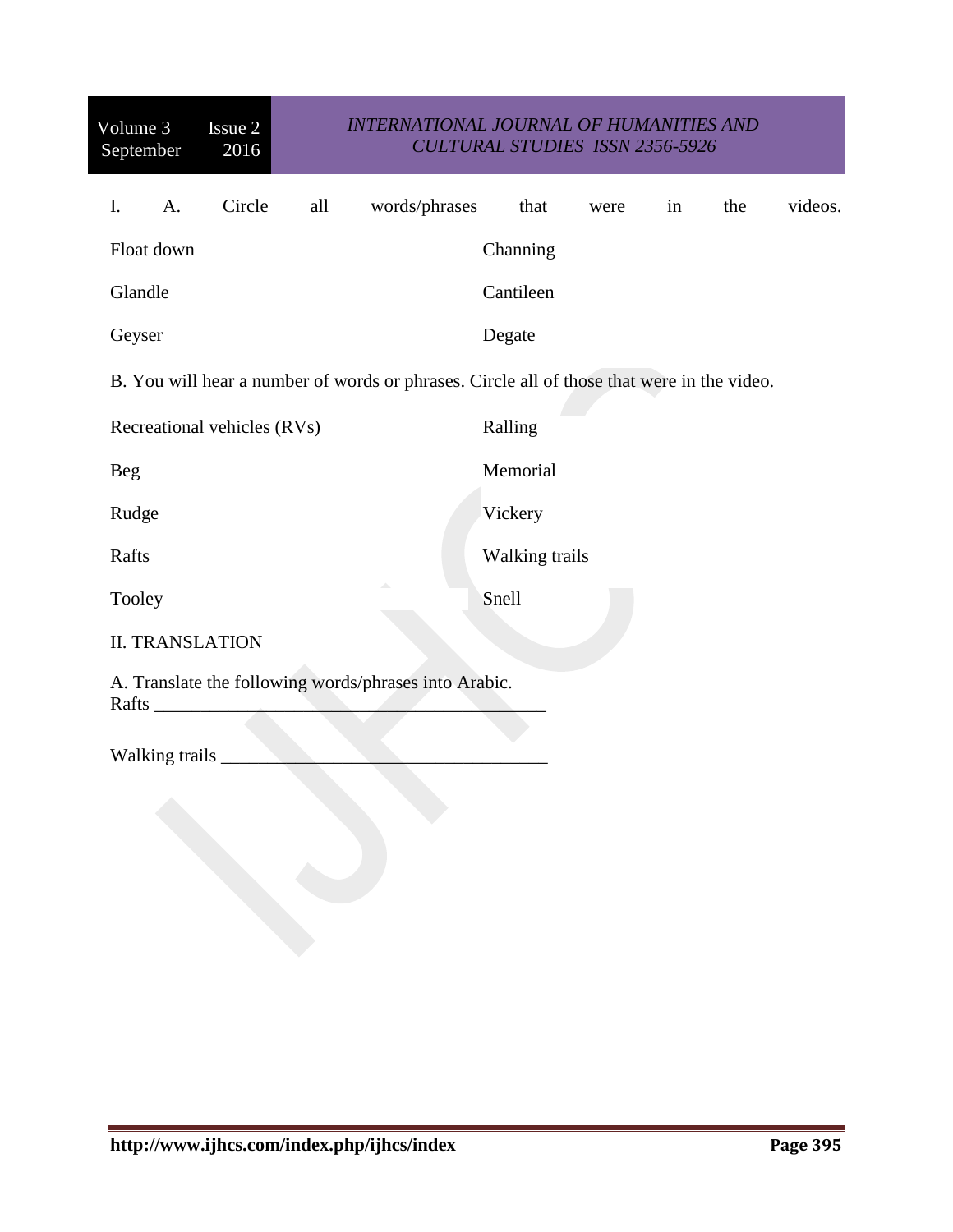I. A. Circle all words/phrases that were in the videos.

| | |
|---|---|
| Float down | Channing |
| Glandle | Cantileen |
| Geyser | Degate |

B. You will hear a number of words or phrases. Circle all of those that were in the video.

| | |
|---|---|
| Recreational vehicles (RVs) | Ralling |
| Beg | Memorial |
| Rudge | Vickery |
| Rafts | Walking trails |
| Tooley | Snell |

II. TRANSLATION

A. Translate the following words/phrases into Arabic.

Rafts ___________________________________________

Walking trails __________________________________